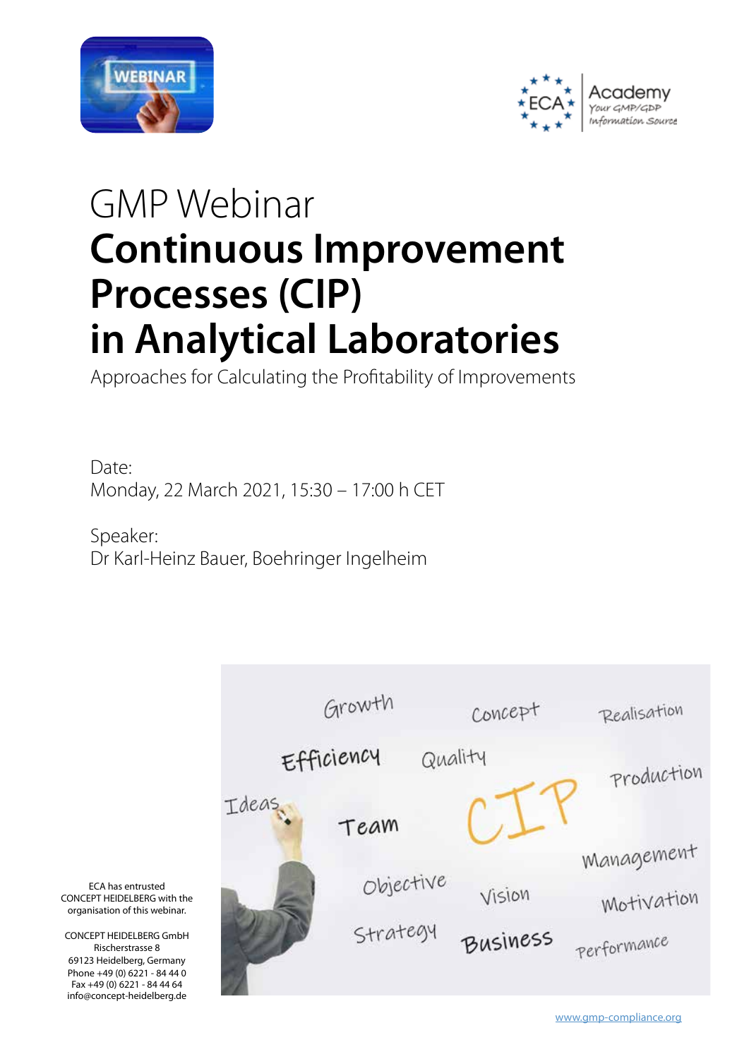GMP Webinar

# Continuous Improvement Processes (CIP) in Analytical Laboratories

Approaches for Calculating the Profitability of Improvements

Date:
Monday, 22 March 2021, 15:30 – 17:00 h CET

Speaker:
Dr Karl-Heinz Bauer, Boehringer Ingelheim

ECA has entrusted CONCEPT HEIDELBERG with the organisation of this webinar.

CONCEPT HEIDELBERG GmbH
Rischerstrasse 8
69123 Heidelberg, Germany
Phone +49 (0) 6221 - 84 44 0
Fax +49 (0) 6221 - 84 44 64
info@concept-heidelberg.de

www.gmp-compliance.org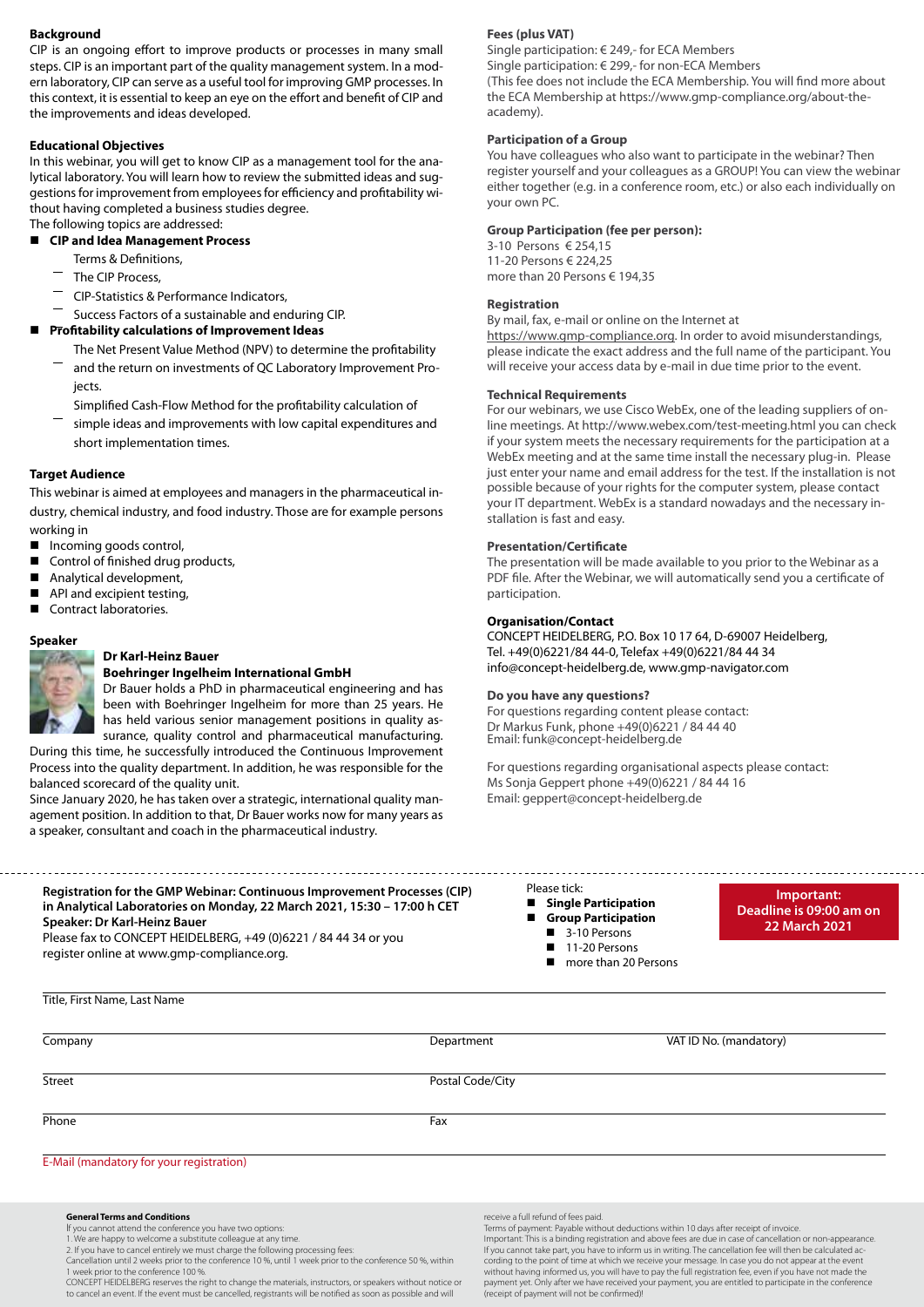**Background**

CIP is an ongoing effort to improve products or processes in many small steps. CIP is an important part of the quality management system. In a modern laboratory, CIP can serve as a useful tool for improving GMP processes. In this context, it is essential to keep an eye on the effort and benefit of CIP and the improvements and ideas developed.

**Educational Objectives**

In this webinar, you will get to know CIP as a management tool for the analytical laboratory. You will learn how to review the submitted ideas and suggestions for improvement from employees for efficiency and profitability without having completed a business studies degree.
The following topics are addressed:

- **CIP and Idea Management Process**
  - Terms & Definitions,
  - The CIP Process,
  - CIP-Statistics & Performance Indicators,
  - Success Factors of a sustainable and enduring CIP.
- **Profitability calculations of Improvement Ideas**
  - The Net Present Value Method (NPV) to determine the profitability and the return on investments of QC Laboratory Improvement Projects.
  - Simplified Cash-Flow Method for the profitability calculation of simple ideas and improvements with low capital expenditures and short implementation times.

**Target Audience**

This webinar is aimed at employees and managers in the pharmaceutical industry, chemical industry, and food industry. Those are for example persons working in

- Incoming goods control,
- Control of finished drug products,
- Analytical development,
- API and excipient testing,
- Contract laboratories.

**Speaker**

**Dr Karl-Heinz Bauer**
**Boehringer Ingelheim International GmbH**
Dr Bauer holds a PhD in pharmaceutical engineering and has been with Boehringer Ingelheim for more than 25 years. He has held various senior management positions in quality assurance, quality control and pharmaceutical manufacturing. During this time, he successfully introduced the Continuous Improvement Process into the quality department. In addition, he was responsible for the balanced scorecard of the quality unit.
Since January 2020, he has taken over a strategic, international quality management position. In addition to that, Dr Bauer works now for many years as a speaker, consultant and coach in the pharmaceutical industry.

**Fees (plus VAT)**

Single participation: € 249,- for ECA Members
Single participation: € 299,- for non-ECA Members
(This fee does not include the ECA Membership. You will find more about the ECA Membership at https://www.gmp-compliance.org/about-the-academy).

**Participation of a Group**

You have colleagues who also want to participate in the webinar? Then register yourself and your colleagues as a GROUP! You can view the webinar either together (e.g. in a conference room, etc.) or also each individually on your own PC.

**Group Participation (fee per person):**

3-10 Persons € 254,15
11-20 Persons € 224,25
more than 20 Persons € 194,35

**Registration**

By mail, fax, e-mail or online on the Internet at https://www.gmp-compliance.org. In order to avoid misunderstandings, please indicate the exact address and the full name of the participant. You will receive your access data by e-mail in due time prior to the event.

**Technical Requirements**

For our webinars, we use Cisco WebEx, one of the leading suppliers of online meetings. At http://www.webex.com/test-meeting.html you can check if your system meets the necessary requirements for the participation at a WebEx meeting and at the same time install the necessary plug-in. Please just enter your name and email address for the test. If the installation is not possible because of your rights for the computer system, please contact your IT department. WebEx is a standard nowadays and the necessary installation is fast and easy.

**Presentation/Certificate**

The presentation will be made available to you prior to the Webinar as a PDF file. After the Webinar, we will automatically send you a certificate of participation.

**Organisation/Contact**

CONCEPT HEIDELBERG, P.O. Box 10 17 64, D-69007 Heidelberg,
Tel. +49(0)6221/84 44-0, Telefax +49(0)6221/84 44 34
info@concept-heidelberg.de, www.gmp-navigator.com

**Do you have any questions?**

For questions regarding content please contact:
Dr Markus Funk, phone +49(0)6221 / 84 44 40
Email: funk@concept-heidelberg.de

For questions regarding organisational aspects please contact:
Ms Sonja Geppert phone +49(0)6221 / 84 44 16
Email: geppert@concept-heidelberg.de

---

**Registration for the GMP Webinar: Continuous Improvement Processes (CIP) in Analytical Laboratories on Monday, 22 March 2021, 15:30 – 17:00 h CET**
**Speaker: Dr Karl-Heinz Bauer**
Please fax to CONCEPT HEIDELBERG, +49 (0)6221 / 84 44 34 or you register online at www.gmp-compliance.org.

Please tick:

- **Single Participation**
- **Group Participation**
  - 3-10 Persons
  - 11-20 Persons
  - more than 20 Persons

**Important: Deadline is 09:00 am on 22 March 2021**

Title, First Name, Last Name

Company | Department | VAT ID No. (mandatory)

Street | Postal Code/City

Phone | Fax

E-Mail (mandatory for your registration)

**General Terms and Conditions**

If you cannot attend the conference you have two options:
1. We are happy to welcome a substitute colleague at any time.
2. If you have to cancel entirely we must charge the following processing fees:
Cancellation until 2 weeks prior to the conference 10 %, until 1 week prior to the conference 50 %, within 1 week prior to the conference 100 %.
CONCEPT HEIDELBERG reserves the right to change the materials, instructors, or speakers without notice or to cancel an event. If the event must be cancelled, registrants will be notified as soon as possible and will receive a full refund of fees paid.
Terms of payment: Payable without deductions within 10 days after receipt of invoice.
Important: This is a binding registration and above fees are due in case of cancellation or non-appearance. If you cannot take part, you have to inform us in writing. The cancellation fee will then be calculated according to the point of time at which we receive your message. In case you do not appear at the event without having informed us, you will have to pay the full registration fee, even if you have not made the payment yet. Only after we have received your payment, you are entitled to participate in the conference (receipt of payment will not be confirmed)!